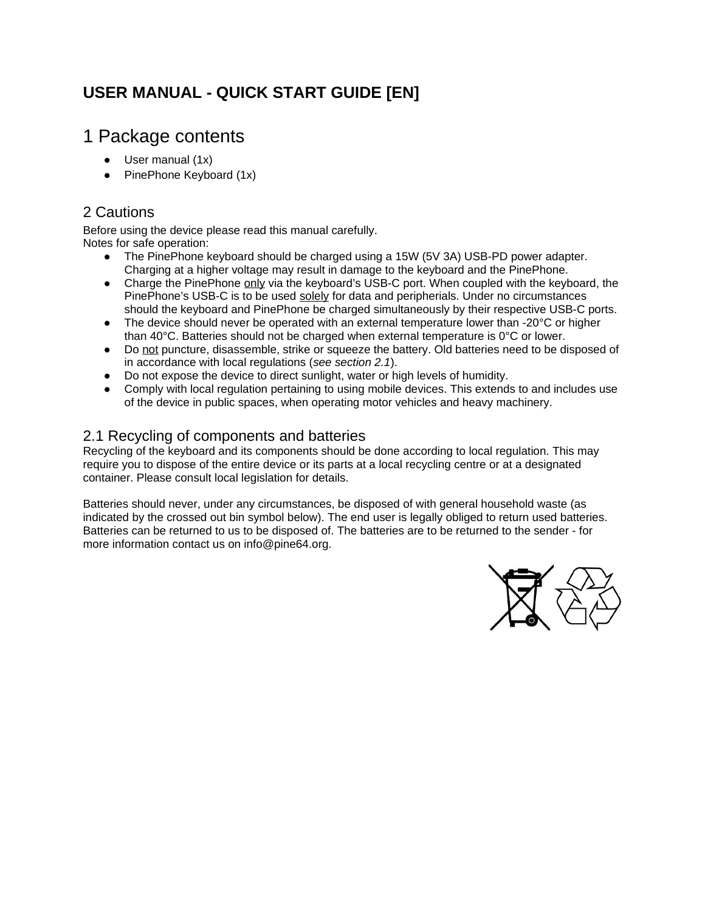# USER MANUAL - QUICK START GUIDE [EN]

## 1 Package contents

- User manual (1x)
- PinePhone Keyboard (1x)

### 2 Cautions

Before using the device please read this manual carefully.
Notes for safe operation:

- The PinePhone keyboard should be charged using a 15W (5V 3A) USB-PD power adapter. Charging at a higher voltage may result in damage to the keyboard and the PinePhone.
- Charge the PinePhone <u>only</u> via the keyboard's USB-C port. When coupled with the keyboard, the PinePhone's USB-C is to be used <u>solely</u> for data and peripherials. Under no circumstances should the keyboard and PinePhone be charged simultaneously by their respective USB-C ports.
- The device should never be operated with an external temperature lower than -20°C or higher than 40°C. Batteries should not be charged when external temperature is 0°C or lower.
- Do <u>not</u> puncture, disassemble, strike or squeeze the battery. Old batteries need to be disposed of in accordance with local regulations (*see section 2.1*).
- Do not expose the device to direct sunlight, water or high levels of humidity.
- Comply with local regulation pertaining to using mobile devices. This extends to and includes use of the device in public spaces, when operating motor vehicles and heavy machinery.

### 2.1 Recycling of components and batteries

Recycling of the keyboard and its components should be done according to local regulation. This may require you to dispose of the entire device or its parts at a local recycling centre or at a designated container. Please consult local legislation for details.

Batteries should never, under any circumstances, be disposed of with general household waste (as indicated by the crossed out bin symbol below). The end user is legally obliged to return used batteries. Batteries can be returned to us to be disposed of. The batteries are to be returned to the sender - for more information contact us on info@pine64.org.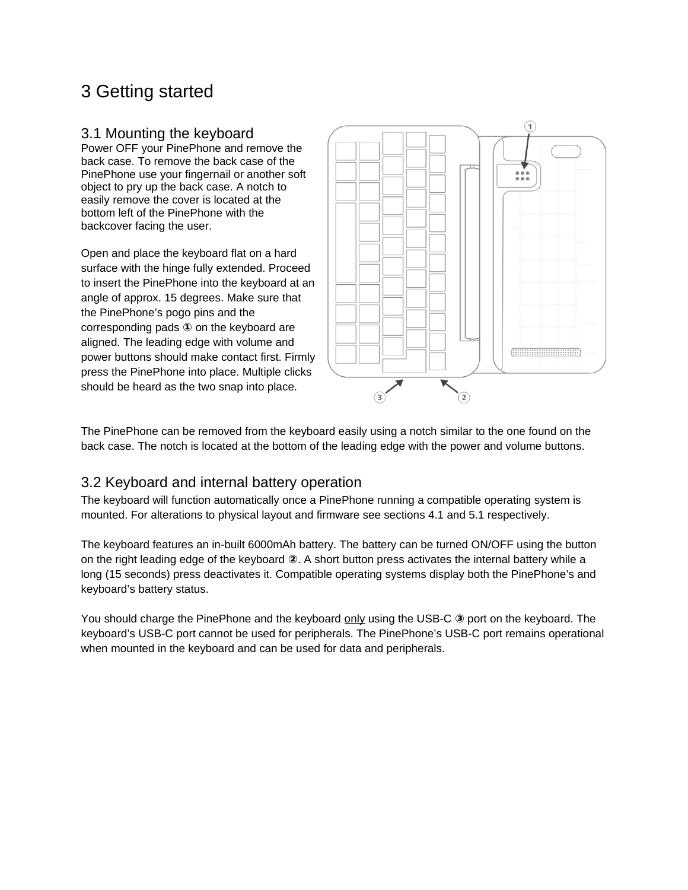# 3 Getting started

## 3.1 Mounting the keyboard

Power OFF your PinePhone and remove the back case. To remove the back case of the PinePhone use your fingernail or another soft object to pry up the back case. A notch to easily remove the cover is located at the bottom left of the PinePhone with the backcover facing the user.

Open and place the keyboard flat on a hard surface with the hinge fully extended. Proceed to insert the PinePhone into the keyboard at an angle of approx. 15 degrees. Make sure that the PinePhone's pogo pins and the corresponding pads ① on the keyboard are aligned. The leading edge with volume and power buttons should make contact first. Firmly press the PinePhone into place. Multiple clicks should be heard as the two snap into place.

The PinePhone can be removed from the keyboard easily using a notch similar to the one found on the back case. The notch is located at the bottom of the leading edge with the power and volume buttons.

## 3.2 Keyboard and internal battery operation

The keyboard will function automatically once a PinePhone running a compatible operating system is mounted. For alterations to physical layout and firmware see sections 4.1 and 5.1 respectively.

The keyboard features an in-built 6000mAh battery. The battery can be turned ON/OFF using the button on the right leading edge of the keyboard ②. A short button press activates the internal battery while a long (15 seconds) press deactivates it. Compatible operating systems display both the PinePhone's and keyboard's battery status.

You should charge the PinePhone and the keyboard only using the USB-C ③ port on the keyboard. The keyboard's USB-C port cannot be used for peripherals. The PinePhone's USB-C port remains operational when mounted in the keyboard and can be used for data and peripherals.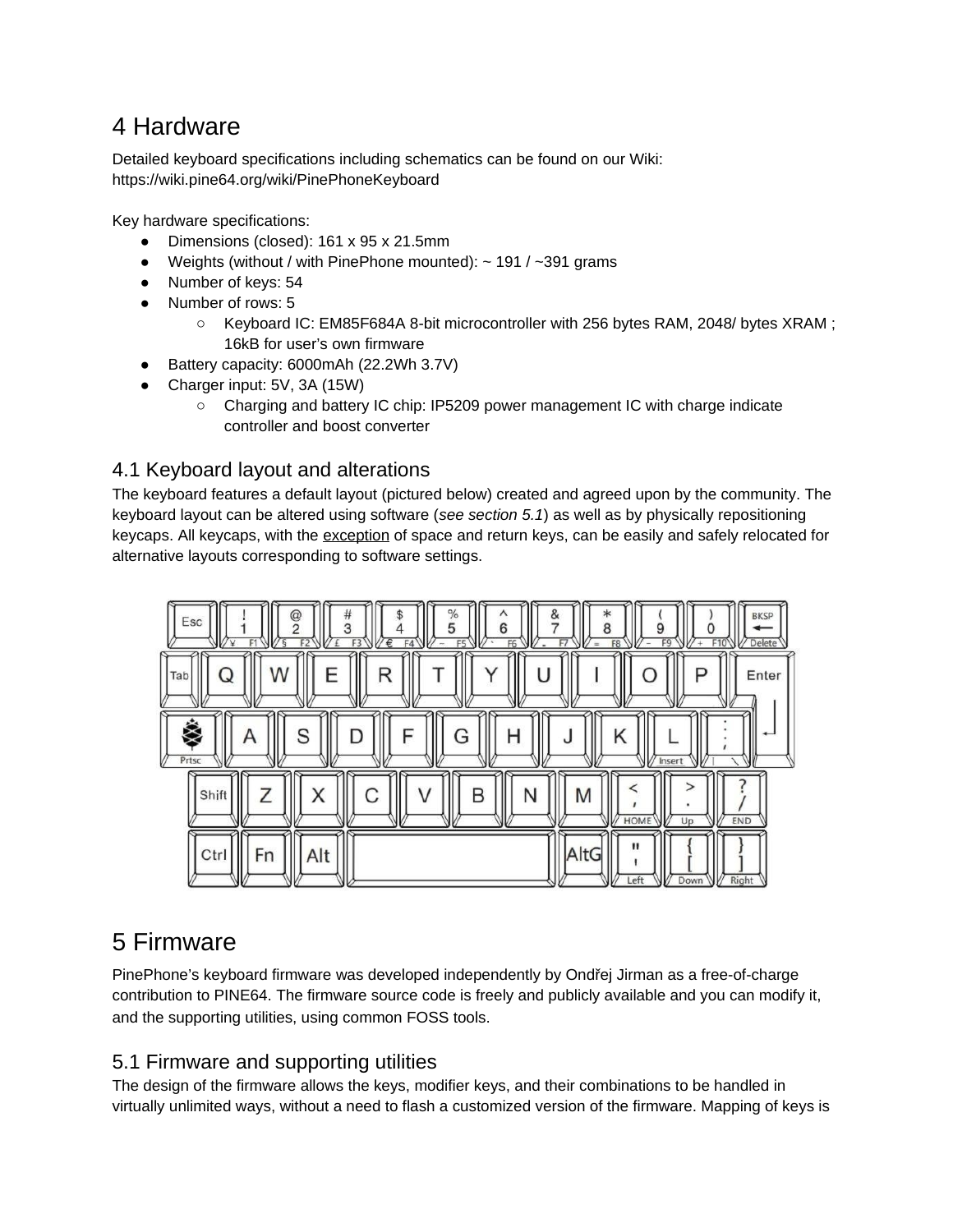# 4 Hardware

Detailed keyboard specifications including schematics can be found on our Wiki: https://wiki.pine64.org/wiki/PinePhoneKeyboard

Key hardware specifications:

- Dimensions (closed): 161 x 95 x 21.5mm
- Weights (without / with PinePhone mounted): ~ 191 / ~391 grams
- Number of keys: 54
- Number of rows: 5
  - Keyboard IC: EM85F684A 8-bit microcontroller with 256 bytes RAM, 2048/ bytes XRAM ; 16kB for user's own firmware
- Battery capacity: 6000mAh (22.2Wh 3.7V)
- Charger input: 5V, 3A (15W)
  - Charging and battery IC chip: IP5209 power management IC with charge indicate controller and boost converter

## 4.1 Keyboard layout and alterations

The keyboard features a default layout (pictured below) created and agreed upon by the community. The keyboard layout can be altered using software (*see section 5.1*) as well as by physically repositioning keycaps. All keycaps, with the exception of space and return keys, can be easily and safely relocated for alternative layouts corresponding to software settings.

# 5 Firmware

PinePhone's keyboard firmware was developed independently by Ondřej Jirman as a free-of-charge contribution to PINE64. The firmware source code is freely and publicly available and you can modify it, and the supporting utilities, using common FOSS tools.

## 5.1 Firmware and supporting utilities

The design of the firmware allows the keys, modifier keys, and their combinations to be handled in virtually unlimited ways, without a need to flash a customized version of the firmware. Mapping of keys is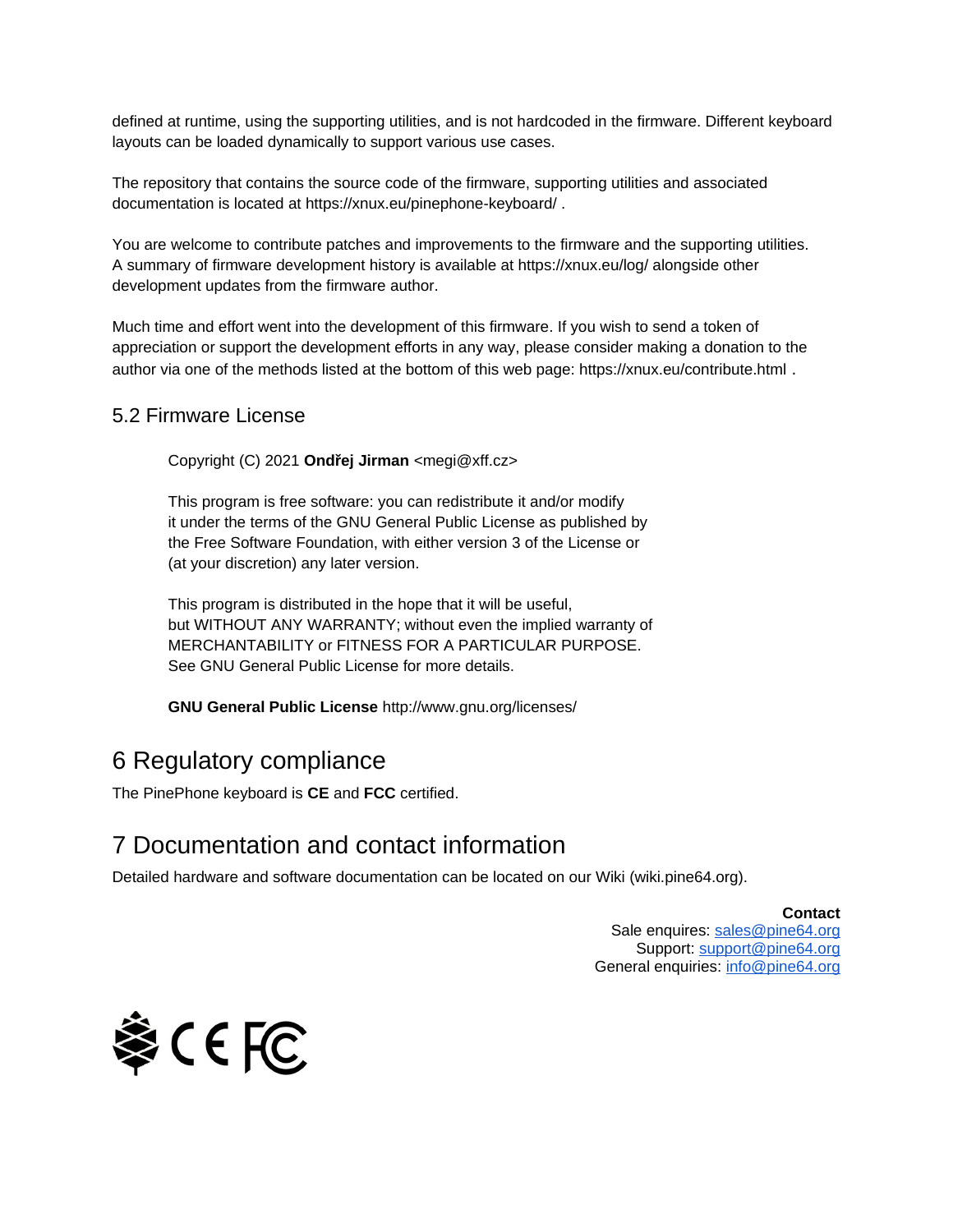defined at runtime, using the supporting utilities, and is not hardcoded in the firmware. Different keyboard layouts can be loaded dynamically to support various use cases.

The repository that contains the source code of the firmware, supporting utilities and associated documentation is located at https://xnux.eu/pinephone-keyboard/ .

You are welcome to contribute patches and improvements to the firmware and the supporting utilities. A summary of firmware development history is available at https://xnux.eu/log/ alongside other development updates from the firmware author.

Much time and effort went into the development of this firmware. If you wish to send a token of appreciation or support the development efforts in any way, please consider making a donation to the author via one of the methods listed at the bottom of this web page: https://xnux.eu/contribute.html .

## 5.2 Firmware License

> Copyright (C) 2021 **Ondřej Jirman** <megi@xff.cz>
>
> This program is free software: you can redistribute it and/or modify it under the terms of the GNU General Public License as published by the Free Software Foundation, with either version 3 of the License or (at your discretion) any later version.
>
> This program is distributed in the hope that it will be useful, but WITHOUT ANY WARRANTY; without even the implied warranty of MERCHANTABILITY or FITNESS FOR A PARTICULAR PURPOSE. See GNU General Public License for more details.
>
> **GNU General Public License** http://www.gnu.org/licenses/

# 6 Regulatory compliance

The PinePhone keyboard is **CE** and **FCC** certified.

# 7 Documentation and contact information

Detailed hardware and software documentation can be located on our Wiki (wiki.pine64.org).

**Contact**
Sale enquires: sales@pine64.org
Support: support@pine64.org
General enquiries: info@pine64.org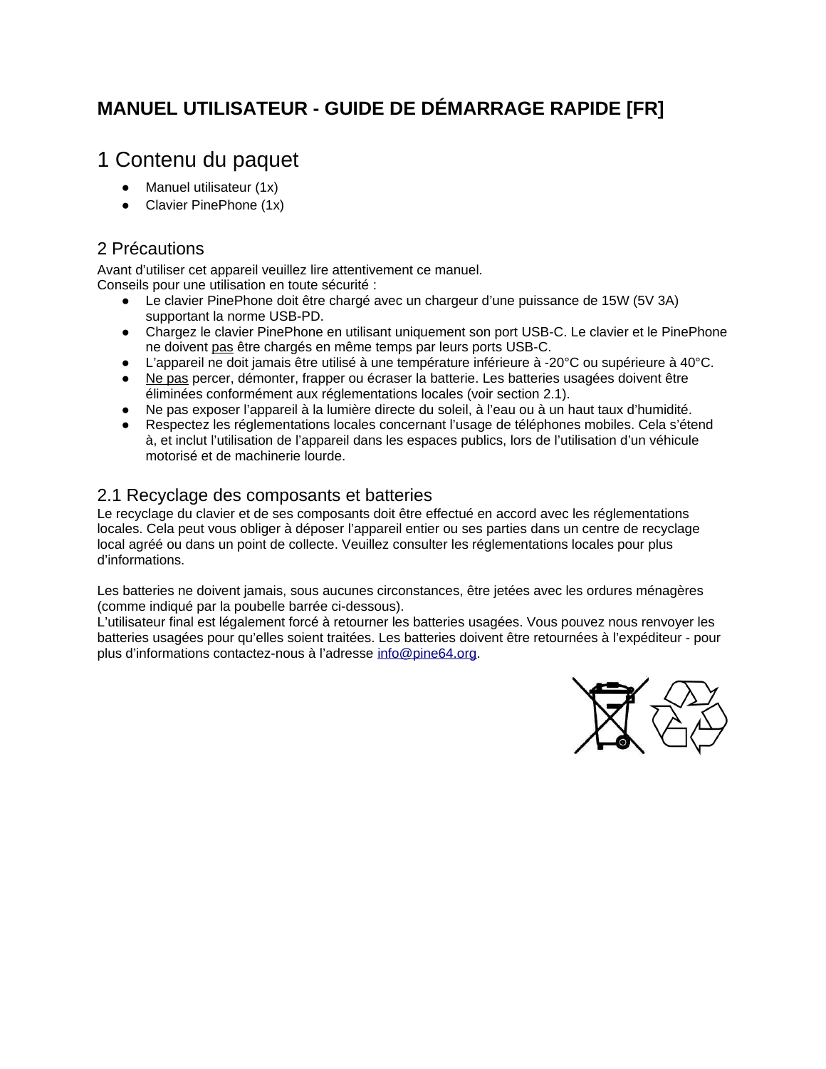**MANUEL UTILISATEUR - GUIDE DE DÉMARRAGE RAPIDE [FR]**

# 1 Contenu du paquet

- Manuel utilisateur (1x)
- Clavier PinePhone (1x)

## 2 Précautions

Avant d'utiliser cet appareil veuillez lire attentivement ce manuel.
Conseils pour une utilisation en toute sécurité :

- Le clavier PinePhone doit être chargé avec un chargeur d'une puissance de 15W (5V 3A) supportant la norme USB-PD.
- Chargez le clavier PinePhone en utilisant uniquement son port USB-C. Le clavier et le PinePhone ne doivent pas être chargés en même temps par leurs ports USB-C.
- L'appareil ne doit jamais être utilisé à une température inférieure à -20°C ou supérieure à 40°C.
- Ne pas percer, démonter, frapper ou écraser la batterie. Les batteries usagées doivent être éliminées conformément aux réglementations locales (voir section 2.1).
- Ne pas exposer l'appareil à la lumière directe du soleil, à l'eau ou à un haut taux d'humidité.
- Respectez les réglementations locales concernant l'usage de téléphones mobiles. Cela s'étend à, et inclut l'utilisation de l'appareil dans les espaces publics, lors de l'utilisation d'un véhicule motorisé et de machinerie lourde.

## 2.1 Recyclage des composants et batteries

Le recyclage du clavier et de ses composants doit être effectué en accord avec les réglementations locales. Cela peut vous obliger à déposer l'appareil entier ou ses parties dans un centre de recyclage local agréé ou dans un point de collecte. Veuillez consulter les réglementations locales pour plus d'informations.

Les batteries ne doivent jamais, sous aucunes circonstances, être jetées avec les ordures ménagères (comme indiqué par la poubelle barrée ci-dessous).
L'utilisateur final est légalement forcé à retourner les batteries usagées. Vous pouvez nous renvoyer les batteries usagées pour qu'elles soient traitées. Les batteries doivent être retournées à l'expéditeur - pour plus d'informations contactez-nous à l'adresse info@pine64.org.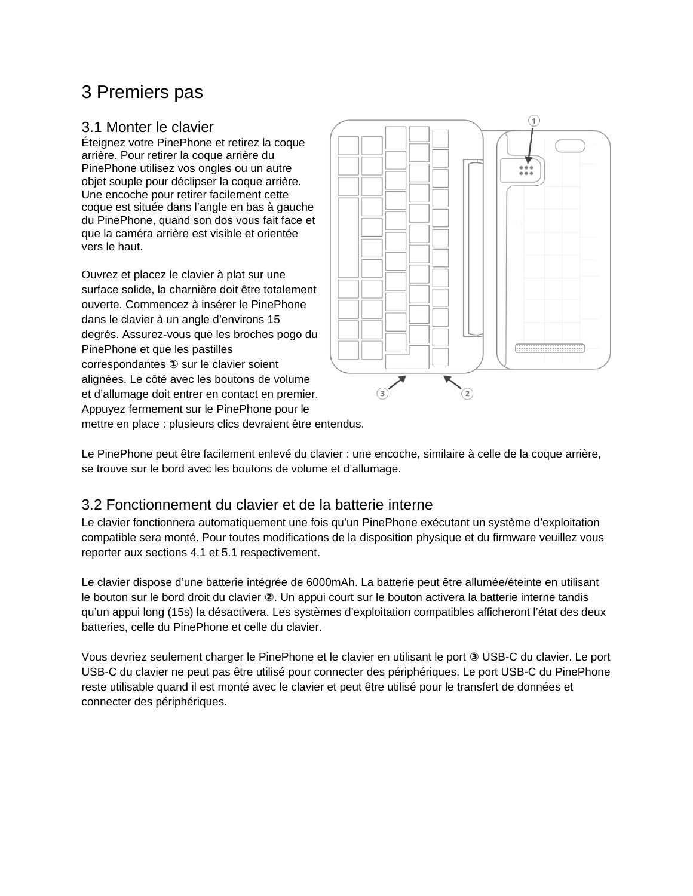# 3 Premiers pas

## 3.1 Monter le clavier

Éteignez votre PinePhone et retirez la coque arrière. Pour retirer la coque arrière du PinePhone utilisez vos ongles ou un autre objet souple pour déclipser la coque arrière. Une encoche pour retirer facilement cette coque est située dans l’angle en bas à gauche du PinePhone, quand son dos vous fait face et que la caméra arrière est visible et orientée vers le haut.

Ouvrez et placez le clavier à plat sur une surface solide, la charnière doit être totalement ouverte. Commencez à insérer le PinePhone dans le clavier à un angle d’environs 15 degrés. Assurez-vous que les broches pogo du PinePhone et que les pastilles correspondantes ① sur le clavier soient alignées. Le côté avec les boutons de volume et d’allumage doit entrer en contact en premier. Appuyez fermement sur le PinePhone pour le mettre en place : plusieurs clics devraient être entendus.

Le PinePhone peut être facilement enlevé du clavier : une encoche, similaire à celle de la coque arrière, se trouve sur le bord avec les boutons de volume et d’allumage.

## 3.2 Fonctionnement du clavier et de la batterie interne

Le clavier fonctionnera automatiquement une fois qu’un PinePhone exécutant un système d’exploitation compatible sera monté. Pour toutes modifications de la disposition physique et du firmware veuillez vous reporter aux sections 4.1 et 5.1 respectivement.

Le clavier dispose d’une batterie intégrée de 6000mAh. La batterie peut être allumée/éteinte en utilisant le bouton sur le bord droit du clavier ②. Un appui court sur le bouton activera la batterie interne tandis qu’un appui long (15s) la désactivera. Les systèmes d’exploitation compatibles afficheront l’état des deux batteries, celle du PinePhone et celle du clavier.

Vous devriez seulement charger le PinePhone et le clavier en utilisant le port ③ USB-C du clavier. Le port USB-C du clavier ne peut pas être utilisé pour connecter des périphériques. Le port USB-C du PinePhone reste utilisable quand il est monté avec le clavier et peut être utilisé pour le transfert de données et connecter des périphériques.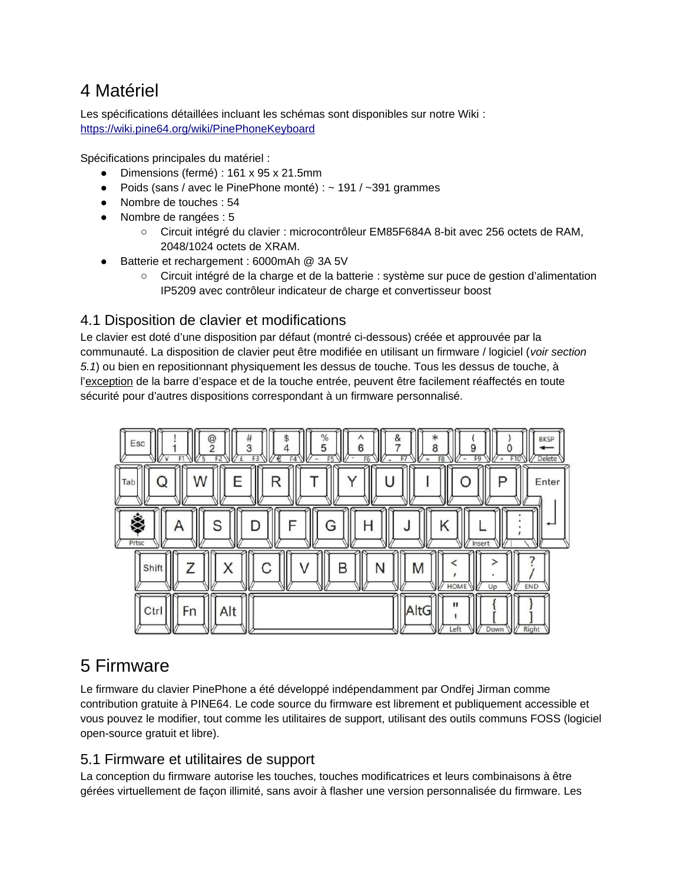# 4 Matériel

Les spécifications détaillées incluant les schémas sont disponibles sur notre Wiki : https://wiki.pine64.org/wiki/PinePhoneKeyboard

Spécifications principales du matériel :

- Dimensions (fermé) : 161 x 95 x 21.5mm
- Poids (sans / avec le PinePhone monté) : ~ 191 / ~391 grammes
- Nombre de touches : 54
- Nombre de rangées : 5
    - Circuit intégré du clavier : microcontrôleur EM85F684A 8-bit avec 256 octets de RAM, 2048/1024 octets de XRAM.
- Batterie et rechargement : 6000mAh @ 3A 5V
    - Circuit intégré de la charge et de la batterie : système sur puce de gestion d'alimentation IP5209 avec contrôleur indicateur de charge et convertisseur boost

## 4.1 Disposition de clavier et modifications

Le clavier est doté d'une disposition par défaut (montré ci-dessous) créée et approuvée par la communauté. La disposition de clavier peut être modifiée en utilisant un firmware / logiciel (*voir section 5.1*) ou bien en repositionnant physiquement les dessus de touche. Tous les dessus de touche, à l'exception de la barre d'espace et de la touche entrée, peuvent être facilement réaffectés en toute sécurité pour d'autres dispositions correspondant à un firmware personnalisé.

# 5 Firmware

Le firmware du clavier PinePhone a été développé indépendamment par Ondřej Jirman comme contribution gratuite à PINE64. Le code source du firmware est librement et publiquement accessible et vous pouvez le modifier, tout comme les utilitaires de support, utilisant des outils communs FOSS (logiciel open-source gratuit et libre).

## 5.1 Firmware et utilitaires de support

La conception du firmware autorise les touches, touches modificatrices et leurs combinaisons à être gérées virtuellement de façon illimité, sans avoir à flasher une version personnalisée du firmware. Les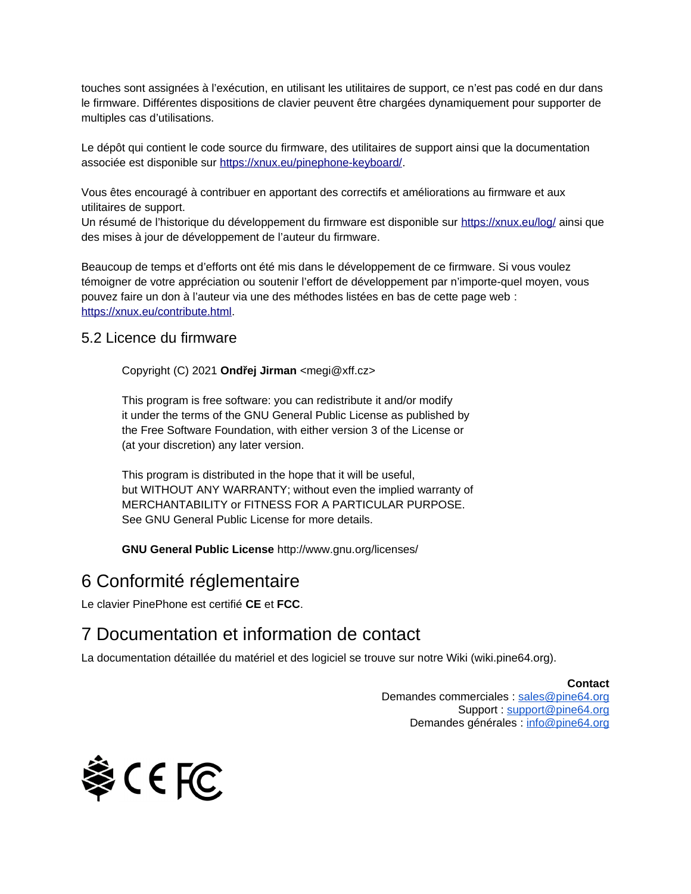touches sont assignées à l'exécution, en utilisant les utilitaires de support, ce n'est pas codé en dur dans le firmware. Différentes dispositions de clavier peuvent être chargées dynamiquement pour supporter de multiples cas d'utilisations.

Le dépôt qui contient le code source du firmware, des utilitaires de support ainsi que la documentation associée est disponible sur https://xnux.eu/pinephone-keyboard/.

Vous êtes encouragé à contribuer en apportant des correctifs et améliorations au firmware et aux utilitaires de support.
Un résumé de l'historique du développement du firmware est disponible sur https://xnux.eu/log/ ainsi que des mises à jour de développement de l'auteur du firmware.

Beaucoup de temps et d'efforts ont été mis dans le développement de ce firmware. Si vous voulez témoigner de votre appréciation ou soutenir l'effort de développement par n'importe-quel moyen, vous pouvez faire un don à l'auteur via une des méthodes listées en bas de cette page web : https://xnux.eu/contribute.html.

### 5.2 Licence du firmware

> Copyright (C) 2021 **Ondřej Jirman** <megi@xff.cz>
>
> This program is free software: you can redistribute it and/or modify
> it under the terms of the GNU General Public License as published by
> the Free Software Foundation, with either version 3 of the License or
> (at your discretion) any later version.
>
> This program is distributed in the hope that it will be useful,
> but WITHOUT ANY WARRANTY; without even the implied warranty of
> MERCHANTABILITY or FITNESS FOR A PARTICULAR PURPOSE.
> See GNU General Public License for more details.
>
> **GNU General Public License** http://www.gnu.org/licenses/

## 6 Conformité réglementaire

Le clavier PinePhone est certifié **CE** et **FCC**.

## 7 Documentation et information de contact

La documentation détaillée du matériel et des logiciel se trouve sur notre Wiki (wiki.pine64.org).

**Contact**
Demandes commerciales : sales@pine64.org
Support : support@pine64.org
Demandes générales : info@pine64.org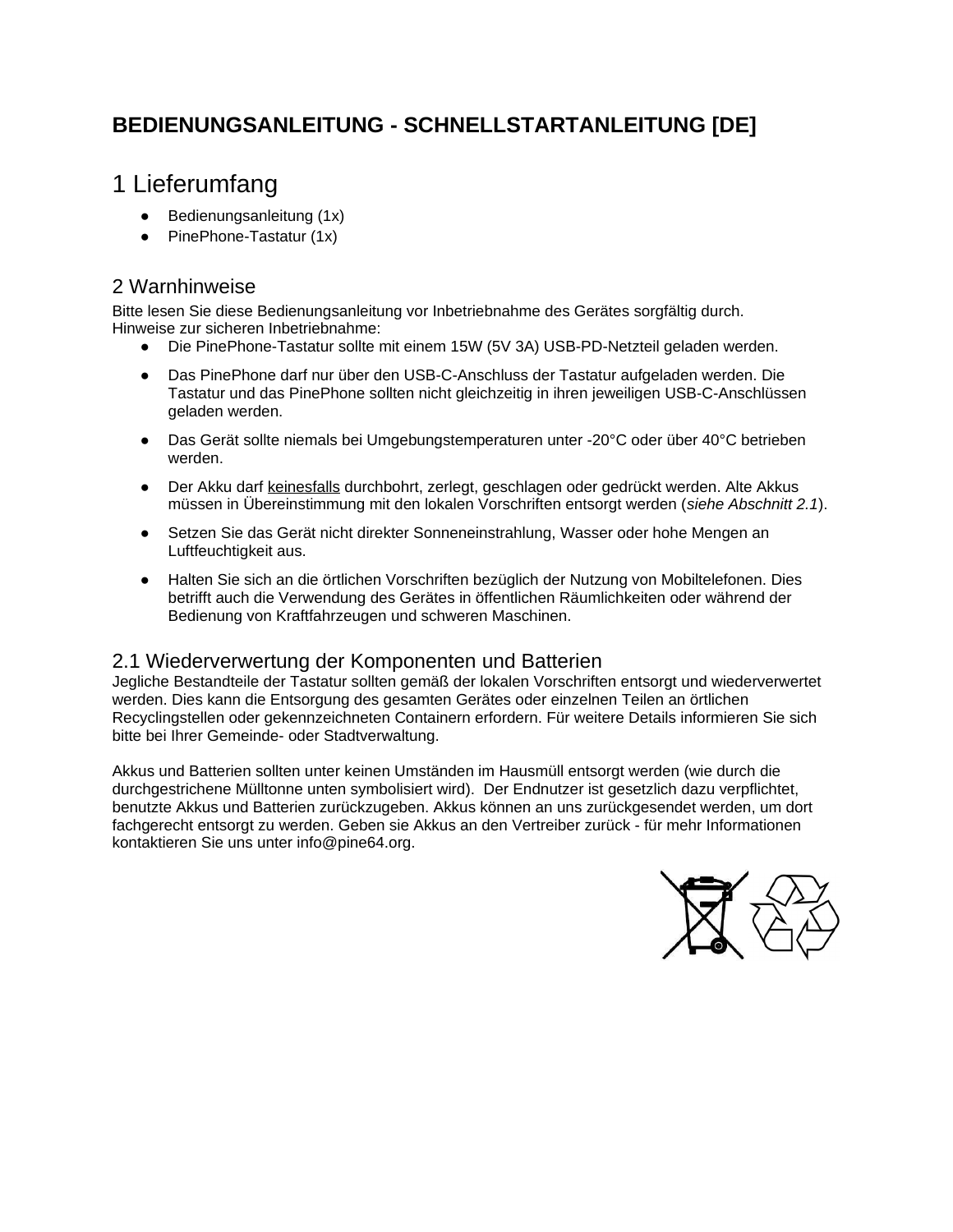# BEDIENUNGSANLEITUNG - SCHNELLSTARTANLEITUNG [DE]

## 1 Lieferumfang

- Bedienungsanleitung (1x)
- PinePhone-Tastatur (1x)

## 2 Warnhinweise

Bitte lesen Sie diese Bedienungsanleitung vor Inbetriebnahme des Gerätes sorgfältig durch.
Hinweise zur sicheren Inbetriebnahme:

- Die PinePhone-Tastatur sollte mit einem 15W (5V 3A) USB-PD-Netzteil geladen werden.
- Das PinePhone darf nur über den USB-C-Anschluss der Tastatur aufgeladen werden. Die Tastatur und das PinePhone sollten nicht gleichzeitig in ihren jeweiligen USB-C-Anschlüssen geladen werden.
- Das Gerät sollte niemals bei Umgebungstemperaturen unter -20°C oder über 40°C betrieben werden.
- Der Akku darf keinesfalls durchbohrt, zerlegt, geschlagen oder gedrückt werden. Alte Akkus müssen in Übereinstimmung mit den lokalen Vorschriften entsorgt werden (*siehe Abschnitt 2.1*).
- Setzen Sie das Gerät nicht direkter Sonneneinstrahlung, Wasser oder hohe Mengen an Luftfeuchtigkeit aus.
- Halten Sie sich an die örtlichen Vorschriften bezüglich der Nutzung von Mobiltelefonen. Dies betrifft auch die Verwendung des Gerätes in öffentlichen Räumlichkeiten oder während der Bedienung von Kraftfahrzeugen und schweren Maschinen.

### 2.1 Wiederverwertung der Komponenten und Batterien

Jegliche Bestandteile der Tastatur sollten gemäß der lokalen Vorschriften entsorgt und wiederverwertet werden. Dies kann die Entsorgung des gesamten Gerätes oder einzelnen Teilen an örtlichen Recyclingstellen oder gekennzeichneten Containern erfordern. Für weitere Details informieren Sie sich bitte bei Ihrer Gemeinde- oder Stadtverwaltung.

Akkus und Batterien sollten unter keinen Umständen im Hausmüll entsorgt werden (wie durch die durchgestrichene Mülltonne unten symbolisiert wird). Der Endnutzer ist gesetzlich dazu verpflichtet, benutzte Akkus und Batterien zurückzugeben. Akkus können an uns zurückgesendet werden, um dort fachgerecht entsorgt zu werden. Geben sie Akkus an den Vertreiber zurück - für mehr Informationen kontaktieren Sie uns unter info@pine64.org.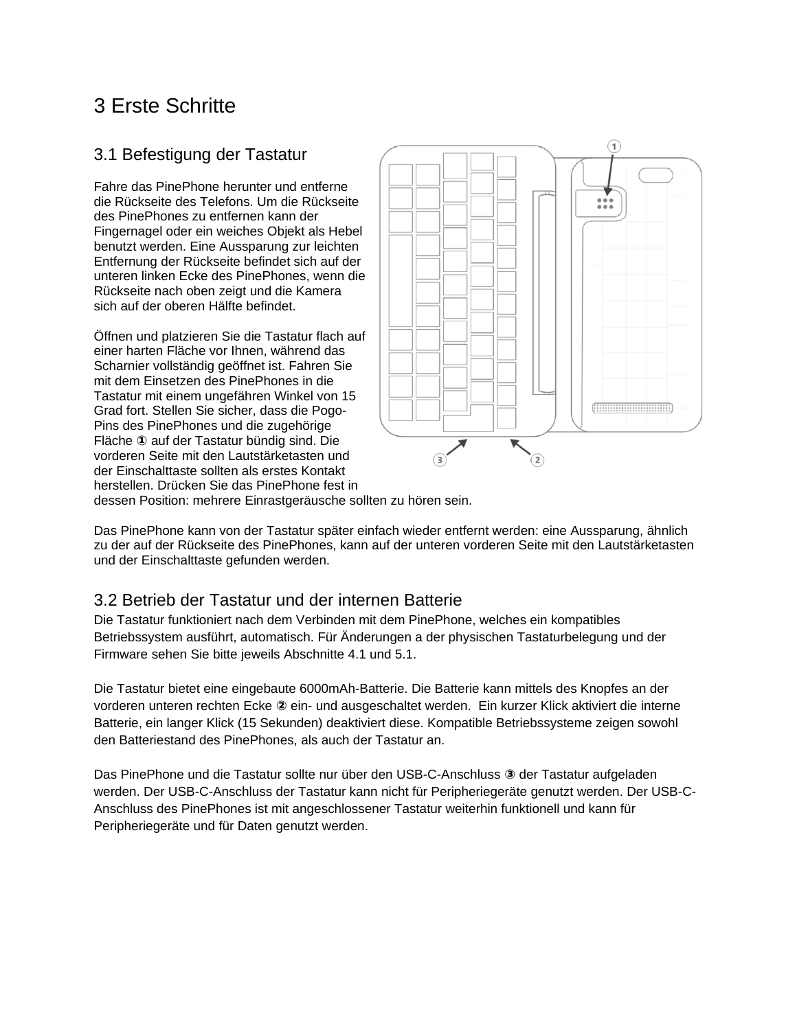# 3 Erste Schritte

## 3.1 Befestigung der Tastatur

Fahre das PinePhone herunter und entferne die Rückseite des Telefons. Um die Rückseite des PinePhones zu entfernen kann der Fingernagel oder ein weiches Objekt als Hebel benutzt werden. Eine Aussparung zur leichten Entfernung der Rückseite befindet sich auf der unteren linken Ecke des PinePhones, wenn die Rückseite nach oben zeigt und die Kamera sich auf der oberen Hälfte befindet.

Öffnen und platzieren Sie die Tastatur flach auf einer harten Fläche vor Ihnen, während das Scharnier vollständig geöffnet ist. Fahren Sie mit dem Einsetzen des PinePhones in die Tastatur mit einem ungefähren Winkel von 15 Grad fort. Stellen Sie sicher, dass die Pogo-Pins des PinePhones und die zugehörige Fläche ① auf der Tastatur bündig sind. Die vorderen Seite mit den Lautstärketasten und der Einschalttaste sollten als erstes Kontakt herstellen. Drücken Sie das PinePhone fest in dessen Position: mehrere Einrastgeräusche sollten zu hören sein.

Das PinePhone kann von der Tastatur später einfach wieder entfernt werden: eine Aussparung, ähnlich zu der auf der Rückseite des PinePhones, kann auf der unteren vorderen Seite mit den Lautstärketasten und der Einschalttaste gefunden werden.

## 3.2 Betrieb der Tastatur und der internen Batterie

Die Tastatur funktioniert nach dem Verbinden mit dem PinePhone, welches ein kompatibles Betriebssystem ausführt, automatisch. Für Änderungen a der physischen Tastaturbelegung und der Firmware sehen Sie bitte jeweils Abschnitte 4.1 und 5.1.

Die Tastatur bietet eine eingebaute 6000mAh-Batterie. Die Batterie kann mittels des Knopfes an der vorderen unteren rechten Ecke ② ein- und ausgeschaltet werden. Ein kurzer Klick aktiviert die interne Batterie, ein langer Klick (15 Sekunden) deaktiviert diese. Kompatible Betriebssysteme zeigen sowohl den Batteriestand des PinePhones, als auch der Tastatur an.

Das PinePhone und die Tastatur sollte nur über den USB-C-Anschluss ③ der Tastatur aufgeladen werden. Der USB-C-Anschluss der Tastatur kann nicht für Peripheriegeräte genutzt werden. Der USB-C-Anschluss des PinePhones ist mit angeschlossener Tastatur weiterhin funktionell und kann für Peripheriegeräte und für Daten genutzt werden.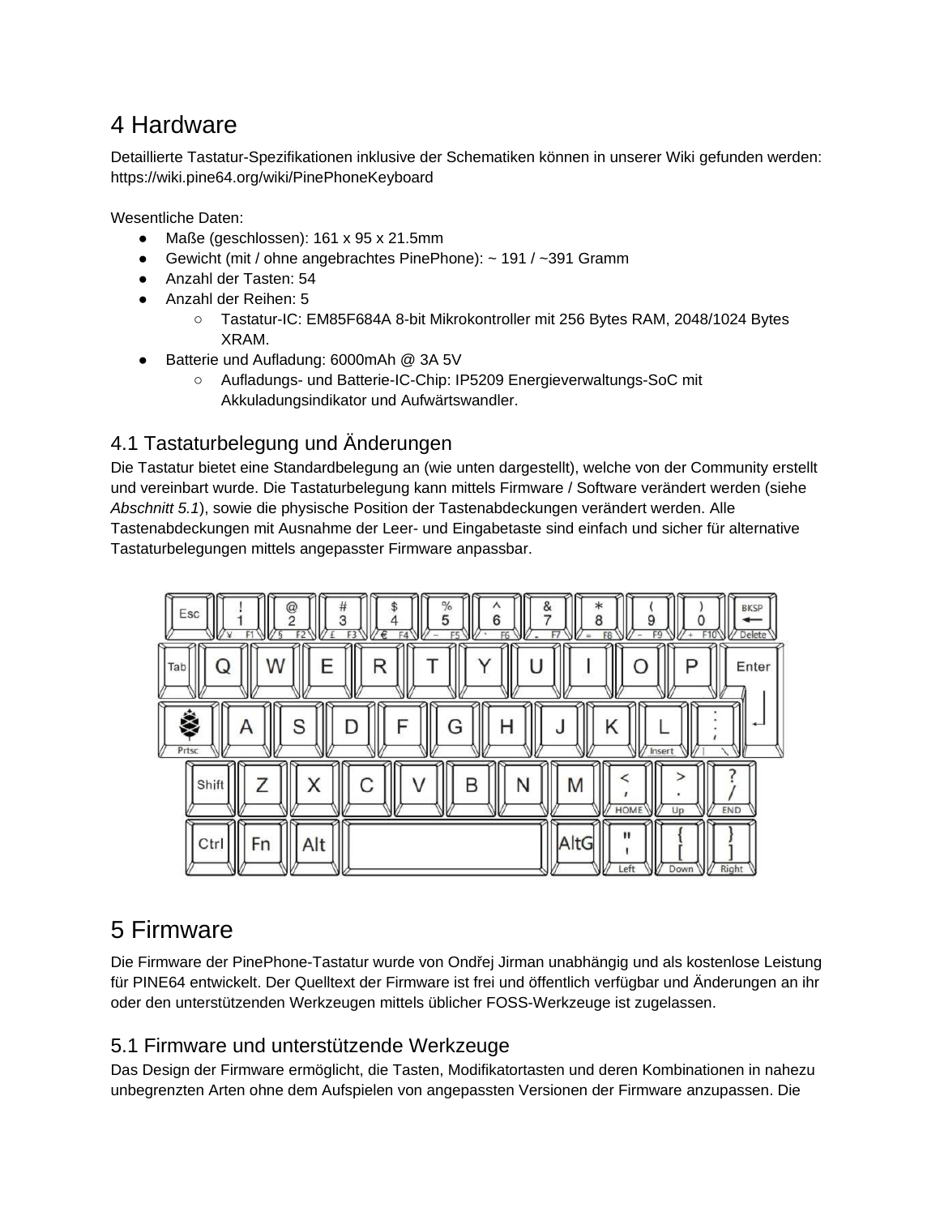# 4 Hardware

Detaillierte Tastatur-Spezifikationen inklusive der Schematiken können in unserer Wiki gefunden werden: https://wiki.pine64.org/wiki/PinePhoneKeyboard

Wesentliche Daten:

- Maße (geschlossen): 161 x 95 x 21.5mm
- Gewicht (mit / ohne angebrachtes PinePhone): ~ 191 / ~391 Gramm
- Anzahl der Tasten: 54
- Anzahl der Reihen: 5
    - Tastatur-IC: EM85F684A 8-bit Mikrokontroller mit 256 Bytes RAM, 2048/1024 Bytes XRAM.
- Batterie und Aufladung: 6000mAh @ 3A 5V
    - Aufladungs- und Batterie-IC-Chip: IP5209 Energieverwaltungs-SoC mit Akkuladungsindikator und Aufwärtswandler.

## 4.1 Tastaturbelegung und Änderungen

Die Tastatur bietet eine Standardbelegung an (wie unten dargestellt), welche von der Community erstellt und vereinbart wurde. Die Tastaturbelegung kann mittels Firmware / Software verändert werden (siehe *Abschnitt 5.1*), sowie die physische Position der Tastenabdeckungen verändert werden. Alle Tastenabdeckungen mit Ausnahme der Leer- und Eingabetaste sind einfach und sicher für alternative Tastaturbelegungen mittels angepasster Firmware anpassbar.

# 5 Firmware

Die Firmware der PinePhone-Tastatur wurde von Ondřej Jirman unabhängig und als kostenlose Leistung für PINE64 entwickelt. Der Quelltext der Firmware ist frei und öffentlich verfügbar und Änderungen an ihr oder den unterstützenden Werkzeugen mittels üblicher FOSS-Werkzeuge ist zugelassen.

## 5.1 Firmware und unterstützende Werkzeuge

Das Design der Firmware ermöglicht, die Tasten, Modifikatortasten und deren Kombinationen in nahezu unbegrenzten Arten ohne dem Aufspielen von angepassten Versionen der Firmware anzupassen. Die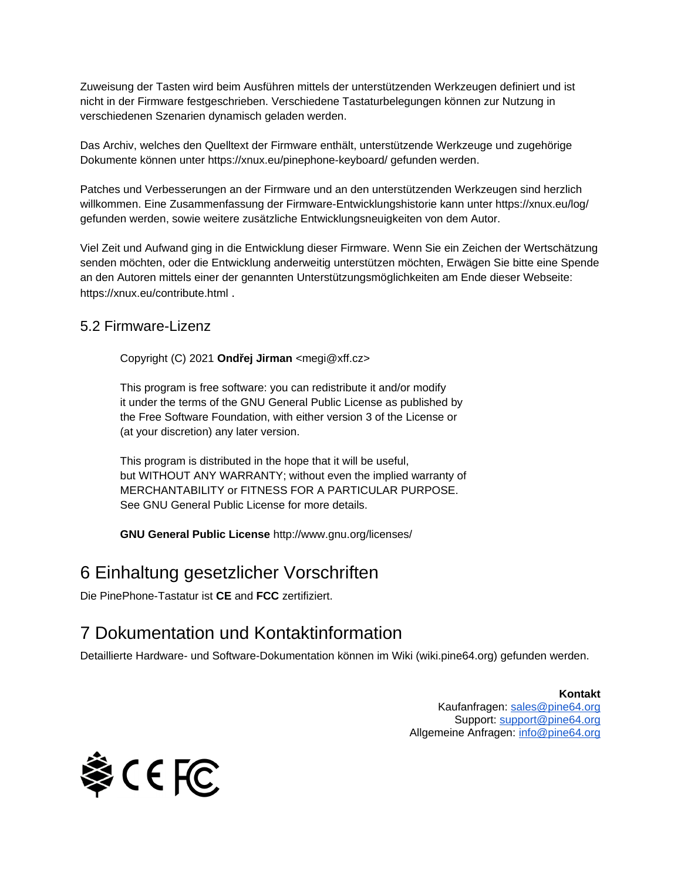Zuweisung der Tasten wird beim Ausführen mittels der unterstützenden Werkzeugen definiert und ist nicht in der Firmware festgeschrieben. Verschiedene Tastaturbelegungen können zur Nutzung in verschiedenen Szenarien dynamisch geladen werden.

Das Archiv, welches den Quelltext der Firmware enthält, unterstützende Werkzeuge und zugehörige Dokumente können unter https://xnux.eu/pinephone-keyboard/ gefunden werden.

Patches und Verbesserungen an der Firmware und an den unterstützenden Werkzeugen sind herzlich willkommen. Eine Zusammenfassung der Firmware-Entwicklungshistorie kann unter https://xnux.eu/log/ gefunden werden, sowie weitere zusätzliche Entwicklungsneuigkeiten von dem Autor.

Viel Zeit und Aufwand ging in die Entwicklung dieser Firmware. Wenn Sie ein Zeichen der Wertschätzung senden möchten, oder die Entwicklung anderweitig unterstützen möchten, Erwägen Sie bitte eine Spende an den Autoren mittels einer der genannten Unterstützungsmöglichkeiten am Ende dieser Webseite: https://xnux.eu/contribute.html .

## 5.2 Firmware-Lizenz

> Copyright (C) 2021 **Ondřej Jirman** <megi@xff.cz>
>
> This program is free software: you can redistribute it and/or modify it under the terms of the GNU General Public License as published by the Free Software Foundation, with either version 3 of the License or (at your discretion) any later version.
>
> This program is distributed in the hope that it will be useful, but WITHOUT ANY WARRANTY; without even the implied warranty of MERCHANTABILITY or FITNESS FOR A PARTICULAR PURPOSE. See GNU General Public License for more details.
>
> **GNU General Public License** http://www.gnu.org/licenses/

# 6 Einhaltung gesetzlicher Vorschriften

Die PinePhone-Tastatur ist **CE** and **FCC** zertifiziert.

# 7 Dokumentation und Kontaktinformation

Detaillierte Hardware- und Software-Dokumentation können im Wiki (wiki.pine64.org) gefunden werden.

**Kontakt**
Kaufanfragen: sales@pine64.org
Support: support@pine64.org
Allgemeine Anfragen: info@pine64.org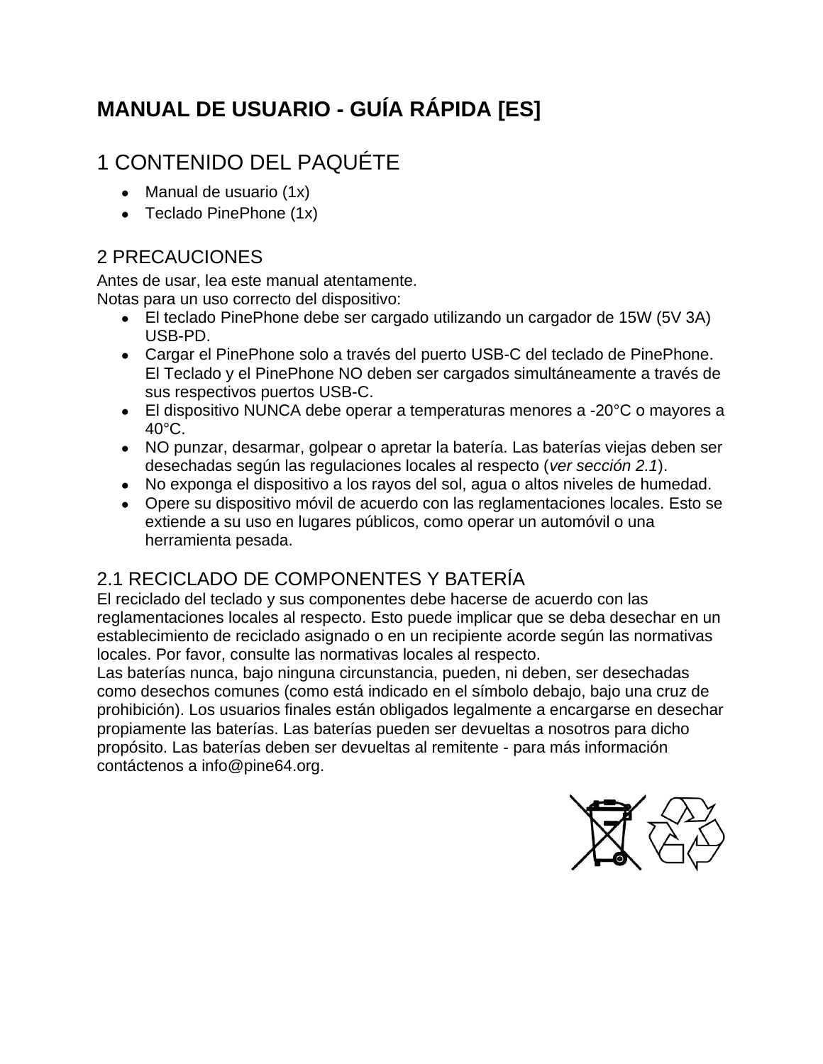# MANUAL DE USUARIO - GUÍA RÁPIDA [ES]

## 1 CONTENIDO DEL PAQUÉTE

- Manual de usuario (1x)
- Teclado PinePhone (1x)

## 2 PRECAUCIONES

Antes de usar, lea este manual atentamente.
Notas para un uso correcto del dispositivo:

- El teclado PinePhone debe ser cargado utilizando un cargador de 15W (5V 3A) USB-PD.
- Cargar el PinePhone solo a través del puerto USB-C del teclado de PinePhone. El Teclado y el PinePhone NO deben ser cargados simultáneamente a través de sus respectivos puertos USB-C.
- El dispositivo NUNCA debe operar a temperaturas menores a -20°C o mayores a 40°C.
- NO punzar, desarmar, golpear o apretar la batería. Las baterías viejas deben ser desechadas según las regulaciones locales al respecto (*ver sección 2.1*).
- No exponga el dispositivo a los rayos del sol, agua o altos niveles de humedad.
- Opere su dispositivo móvil de acuerdo con las reglamentaciones locales. Esto se extiende a su uso en lugares públicos, como operar un automóvil o una herramienta pesada.

## 2.1 RECICLADO DE COMPONENTES Y BATERÍA

El reciclado del teclado y sus componentes debe hacerse de acuerdo con las reglamentaciones locales al respecto. Esto puede implicar que se deba desechar en un establecimiento de reciclado asignado o en un recipiente acorde según las normativas locales. Por favor, consulte las normativas locales al respecto.
Las baterías nunca, bajo ninguna circunstancia, pueden, ni deben, ser desechadas como desechos comunes (como está indicado en el símbolo debajo, bajo una cruz de prohibición). Los usuarios finales están obligados legalmente a encargarse en desechar propiamente las baterías. Las baterías pueden ser devueltas a nosotros para dicho propósito. Las baterías deben ser devueltas al remitente - para más información contáctenos a info@pine64.org.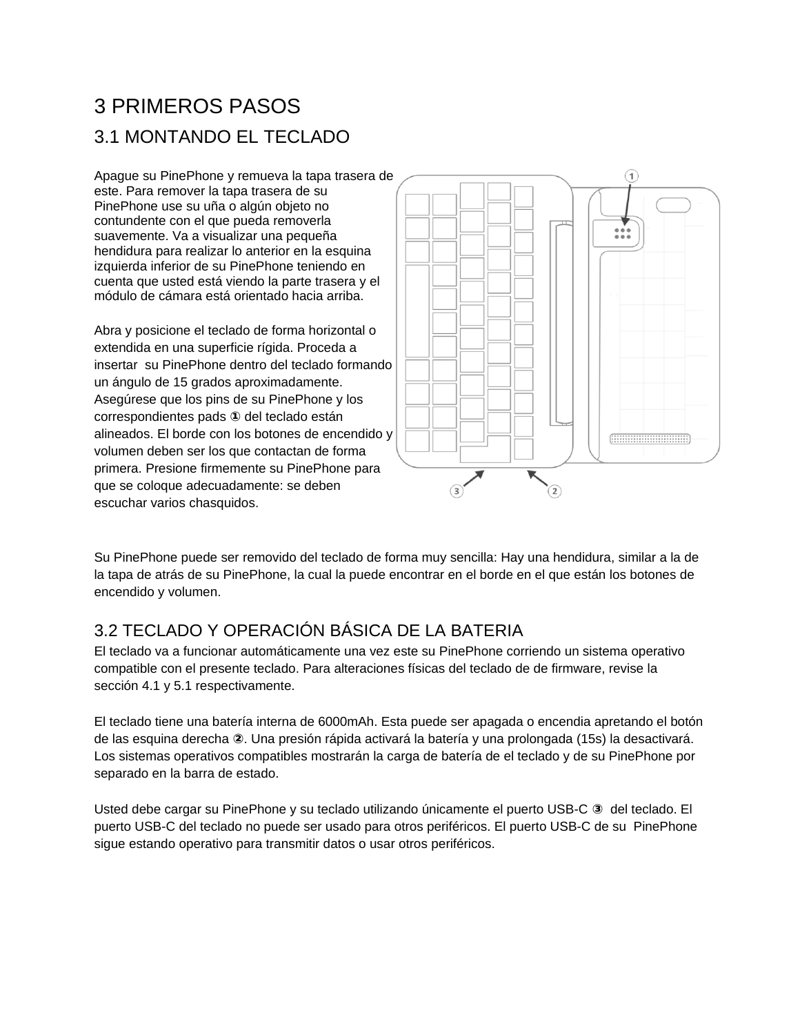# 3 PRIMEROS PASOS

## 3.1 MONTANDO EL TECLADO

Apague su PinePhone y remueva la tapa trasera de este. Para remover la tapa trasera de su PinePhone use su uña o algún objeto no contundente con el que pueda removerla suavemente. Va a visualizar una pequeña hendidura para realizar lo anterior en la esquina izquierda inferior de su PinePhone teniendo en cuenta que usted está viendo la parte trasera y el módulo de cámara está orientado hacia arriba.

Abra y posicione el teclado de forma horizontal o extendida en una superficie rígida. Proceda a insertar su PinePhone dentro del teclado formando un ángulo de 15 grados aproximadamente. Asegúrese que los pins de su PinePhone y los correspondientes pads ① del teclado están alineados. El borde con los botones de encendido y volumen deben ser los que contactan de forma primera. Presione firmemente su PinePhone para que se coloque adecuadamente: se deben escuchar varios chasquidos.

Su PinePhone puede ser removido del teclado de forma muy sencilla: Hay una hendidura, similar a la de la tapa de atrás de su PinePhone, la cual la puede encontrar en el borde en el que están los botones de encendido y volumen.

## 3.2 TECLADO Y OPERACIÓN BÁSICA DE LA BATERIA

El teclado va a funcionar automáticamente una vez este su PinePhone corriendo un sistema operativo compatible con el presente teclado. Para alteraciones físicas del teclado de de firmware, revise la sección 4.1 y 5.1 respectivamente.

El teclado tiene una batería interna de 6000mAh. Esta puede ser apagada o encendia apretando el botón de las esquina derecha ②. Una presión rápida activará la batería y una prolongada (15s) la desactivará. Los sistemas operativos compatibles mostrarán la carga de batería de el teclado y de su PinePhone por separado en la barra de estado.

Usted debe cargar su PinePhone y su teclado utilizando únicamente el puerto USB-C ③ del teclado. El puerto USB-C del teclado no puede ser usado para otros periféricos. El puerto USB-C de su PinePhone sigue estando operativo para transmitir datos o usar otros periféricos.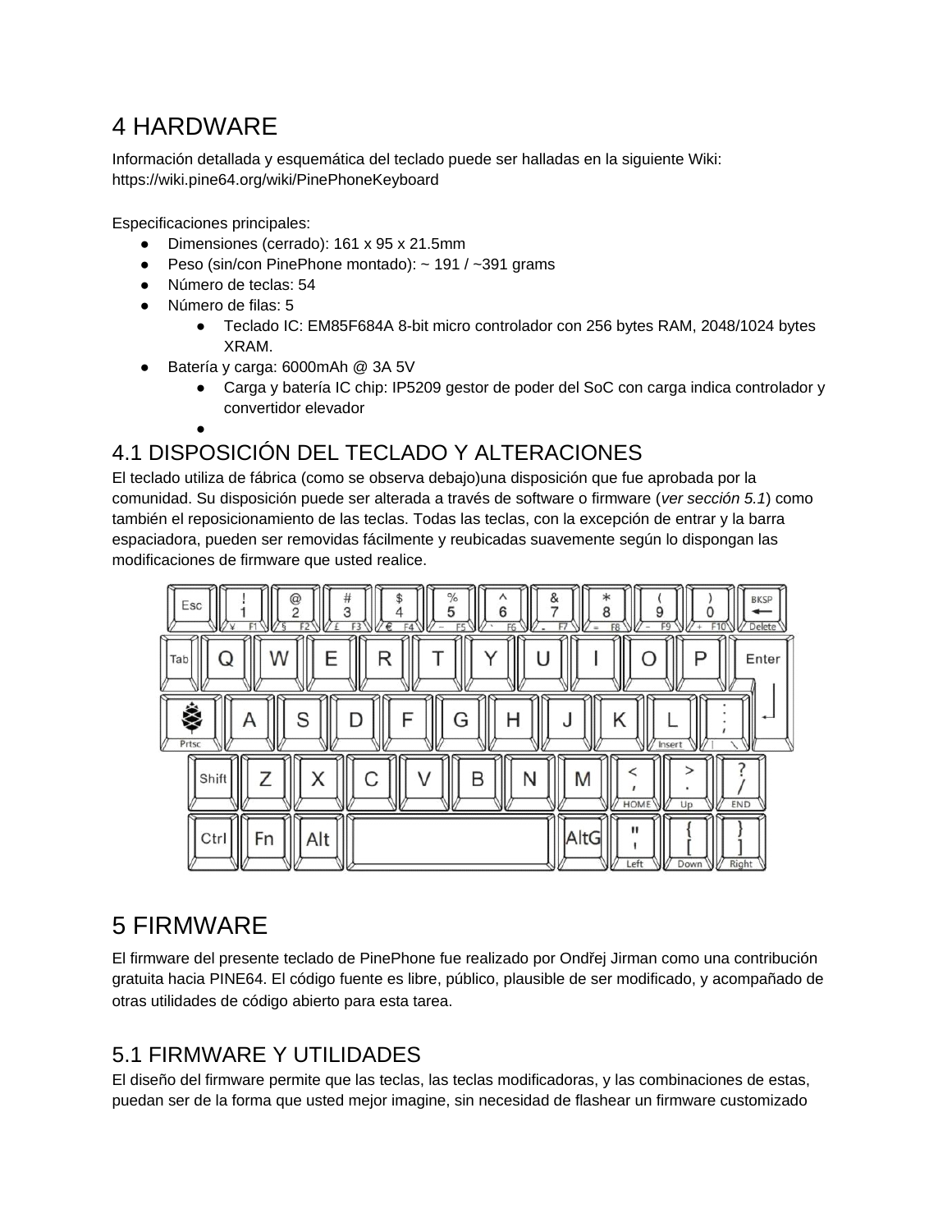# 4 HARDWARE

Información detallada y esquemática del teclado puede ser halladas en la siguiente Wiki:
https://wiki.pine64.org/wiki/PinePhoneKeyboard

Especificaciones principales:

- Dimensiones (cerrado): 161 x 95 x 21.5mm
- Peso (sin/con PinePhone montado): ~ 191 / ~391 grams
- Número de teclas: 54
- Número de filas: 5
  - Teclado IC: EM85F684A 8-bit micro controlador con 256 bytes RAM, 2048/1024 bytes XRAM.
- Batería y carga: 6000mAh @ 3A 5V
  - Carga y batería IC chip: IP5209 gestor de poder del SoC con carga indica controlador y convertidor elevador
  -

## 4.1 DISPOSICIÓN DEL TECLADO Y ALTERACIONES

El teclado utiliza de fábrica (como se observa debajo)una disposición que fue aprobada por la comunidad. Su disposición puede ser alterada a través de software o firmware (*ver sección 5.1*) como también el reposicionamiento de las teclas. Todas las teclas, con la excepción de entrar y la barra espaciadora, pueden ser removidas fácilmente y reubicadas suavemente según lo dispongan las modificaciones de firmware que usted realice.

# 5 FIRMWARE

El firmware del presente teclado de PinePhone fue realizado por Ondřej Jirman como una contribución gratuita hacia PINE64. El código fuente es libre, público, plausible de ser modificado, y acompañado de otras utilidades de código abierto para esta tarea.

## 5.1 FIRMWARE Y UTILIDADES

El diseño del firmware permite que las teclas, las teclas modificadoras, y las combinaciones de estas, puedan ser de la forma que usted mejor imagine, sin necesidad de flashear un firmware customizado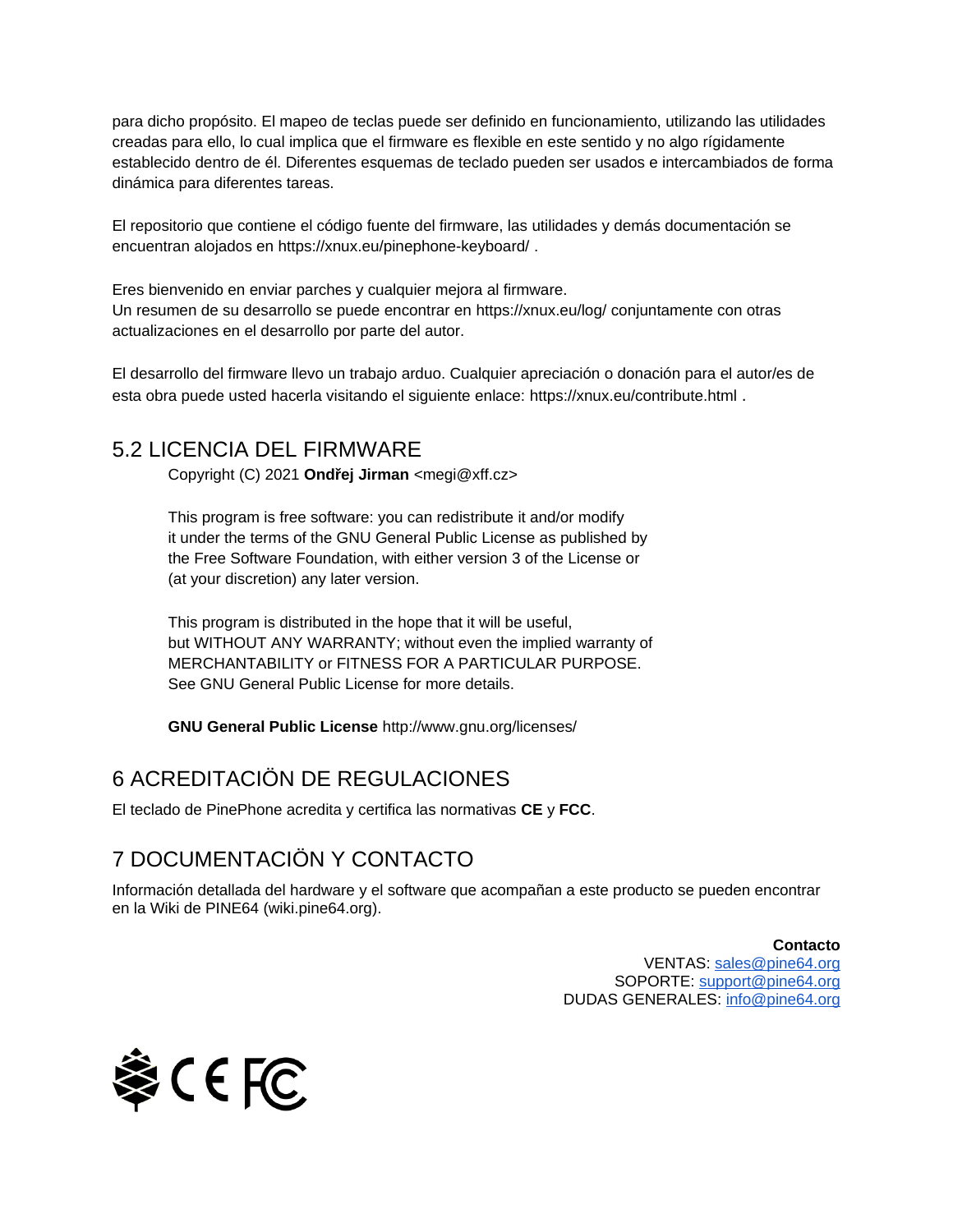para dicho propósito. El mapeo de teclas puede ser definido en funcionamiento, utilizando las utilidades creadas para ello, lo cual implica que el firmware es flexible en este sentido y no algo rígidamente establecido dentro de él. Diferentes esquemas de teclado pueden ser usados e intercambiados de forma dinámica para diferentes tareas.

El repositorio que contiene el código fuente del firmware, las utilidades y demás documentación se encuentran alojados en https://xnux.eu/pinephone-keyboard/ .

Eres bienvenido en enviar parches y cualquier mejora al firmware.
Un resumen de su desarrollo se puede encontrar en https://xnux.eu/log/ conjuntamente con otras actualizaciones en el desarrollo por parte del autor.

El desarrollo del firmware llevo un trabajo arduo. Cualquier apreciación o donación para el autor/es de esta obra puede usted hacerla visitando el siguiente enlace: https://xnux.eu/contribute.html .

## 5.2 LICENCIA DEL FIRMWARE

Copyright (C) 2021 **Ondřej Jirman** <megi@xff.cz>

This program is free software: you can redistribute it and/or modify it under the terms of the GNU General Public License as published by the Free Software Foundation, with either version 3 of the License or (at your discretion) any later version.

This program is distributed in the hope that it will be useful, but WITHOUT ANY WARRANTY; without even the implied warranty of MERCHANTABILITY or FITNESS FOR A PARTICULAR PURPOSE. See GNU General Public License for more details.

**GNU General Public License** http://www.gnu.org/licenses/

# 6 ACREDITACIÖN DE REGULACIONES

El teclado de PinePhone acredita y certifica las normativas **CE** y **FCC**.

# 7 DOCUMENTACIÖN Y CONTACTO

Información detallada del hardware y el software que acompañan a este producto se pueden encontrar en la Wiki de PINE64 (wiki.pine64.org).

**Contacto**
VENTAS: sales@pine64.org
SOPORTE: support@pine64.org
DUDAS GENERALES: info@pine64.org